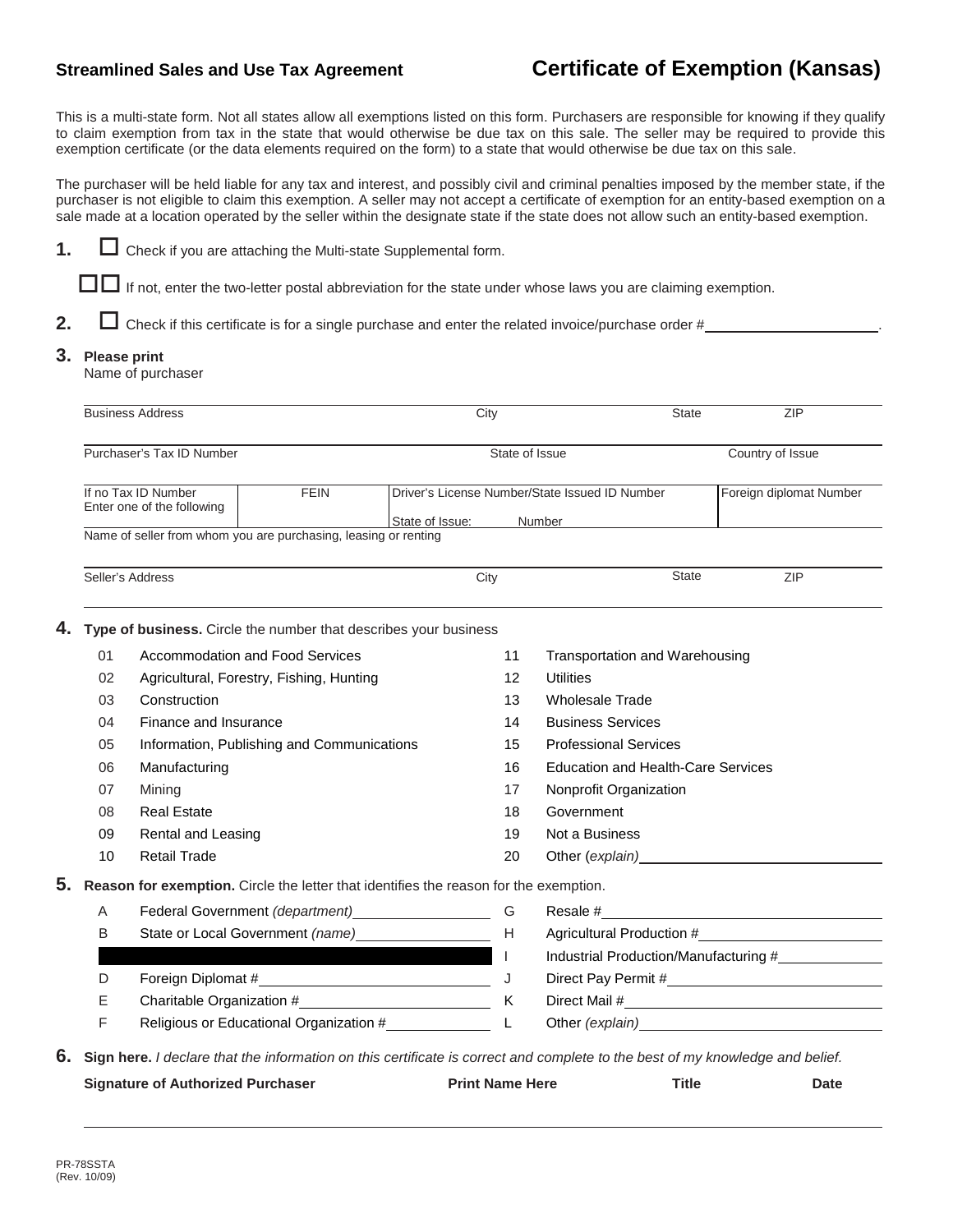**Streamlined Sales and Use Tax Agreement**

# Certificate of Exemption (Kansas)

This is a multi-state form. Not all states allow all exemptions listed on this form. Purchasers are responsible for knowing if they qualify to claim exemption from tax in the state that would otherwise be due tax on this sale. The seller may be required to provide this exemption certificate (or the data elements required on the form) to a state that would otherwise be due tax on this sale.

The purchaser will be held liable for any tax and interest, and possibly civil and criminal penalties imposed by the member state, if the purchaser is not eligible to claim this exemption. A seller may not accept a certificate of exemption for an entity-based exemption on a sale made at a location operated by the seller within the designate state if the state does not allow such an entity-based exemption.

**1.** ☐ Check if you are attaching the Multi-state Supplemental form.

☐☐ If not, enter the two-letter postal abbreviation for the state under whose laws you are claiming exemption.

**2.** ☐ Check if this certificate is for a single purchase and enter the related invoice/purchase order # \_\_\_\_\_\_\_\_\_\_\_\_\_\_\_\_\_\_\_\_.

**3. Please print**

Name of purchaser

| Business Address | City | State | ZIP |
|---|---|---|---|
| | | | |

| Purchaser's Tax ID Number | State of Issue | Country of Issue |
|---|---|---|
| | | |

| If no Tax ID Number Enter one of the following | FEIN | Driver's License Number/State Issued ID Number (State of Issue: Number) | Foreign diplomat Number |
|---|---|---|---|
| | | | |

Name of seller from whom you are purchasing, leasing or renting

| Seller's Address | City | State | ZIP |
|---|---|---|---|
| | | | |

**4. Type of business.** Circle the number that describes your business

| | | | |
|---|---|---|---|
| 01 | Accommodation and Food Services | 11 | Transportation and Warehousing |
| 02 | Agricultural, Forestry, Fishing, Hunting | 12 | Utilities |
| 03 | Construction | 13 | Wholesale Trade |
| 04 | Finance and Insurance | 14 | Business Services |
| 05 | Information, Publishing and Communications | 15 | Professional Services |
| 06 | Manufacturing | 16 | Education and Health-Care Services |
| 07 | Mining | 17 | Nonprofit Organization |
| 08 | Real Estate | 18 | Government |
| 09 | Rental and Leasing | 19 | Not a Business |
| 10 | Retail Trade | 20 | Other *(explain)* \_\_\_\_\_\_\_\_\_\_ |

**5. Reason for exemption.** Circle the letter that identifies the reason for the exemption.

| | | | |
|---|---|---|---|
| A | Federal Government *(department)* \_\_\_\_\_\_\_\_\_\_ | G | Resale # \_\_\_\_\_\_\_\_\_\_ |
| B | State or Local Government *(name)* \_\_\_\_\_\_\_\_\_\_ | H | Agricultural Production # \_\_\_\_\_\_\_\_\_\_ |
| | | I | Industrial Production/Manufacturing # \_\_\_\_\_\_\_\_\_\_ |
| D | Foreign Diplomat # \_\_\_\_\_\_\_\_\_\_ | J | Direct Pay Permit # \_\_\_\_\_\_\_\_\_\_ |
| E | Charitable Organization # \_\_\_\_\_\_\_\_\_\_ | K | Direct Mail # \_\_\_\_\_\_\_\_\_\_ |
| F | Religious or Educational Organization # \_\_\_\_\_\_\_\_\_\_ | L | Other *(explain)* \_\_\_\_\_\_\_\_\_\_ |

**6. Sign here.** *I declare that the information on this certificate is correct and complete to the best of my knowledge and belief.*

| Signature of Authorized Purchaser | Print Name Here | Title | Date |
|---|---|---|---|
| | | | |

PR-78SSTA
(Rev. 10/09)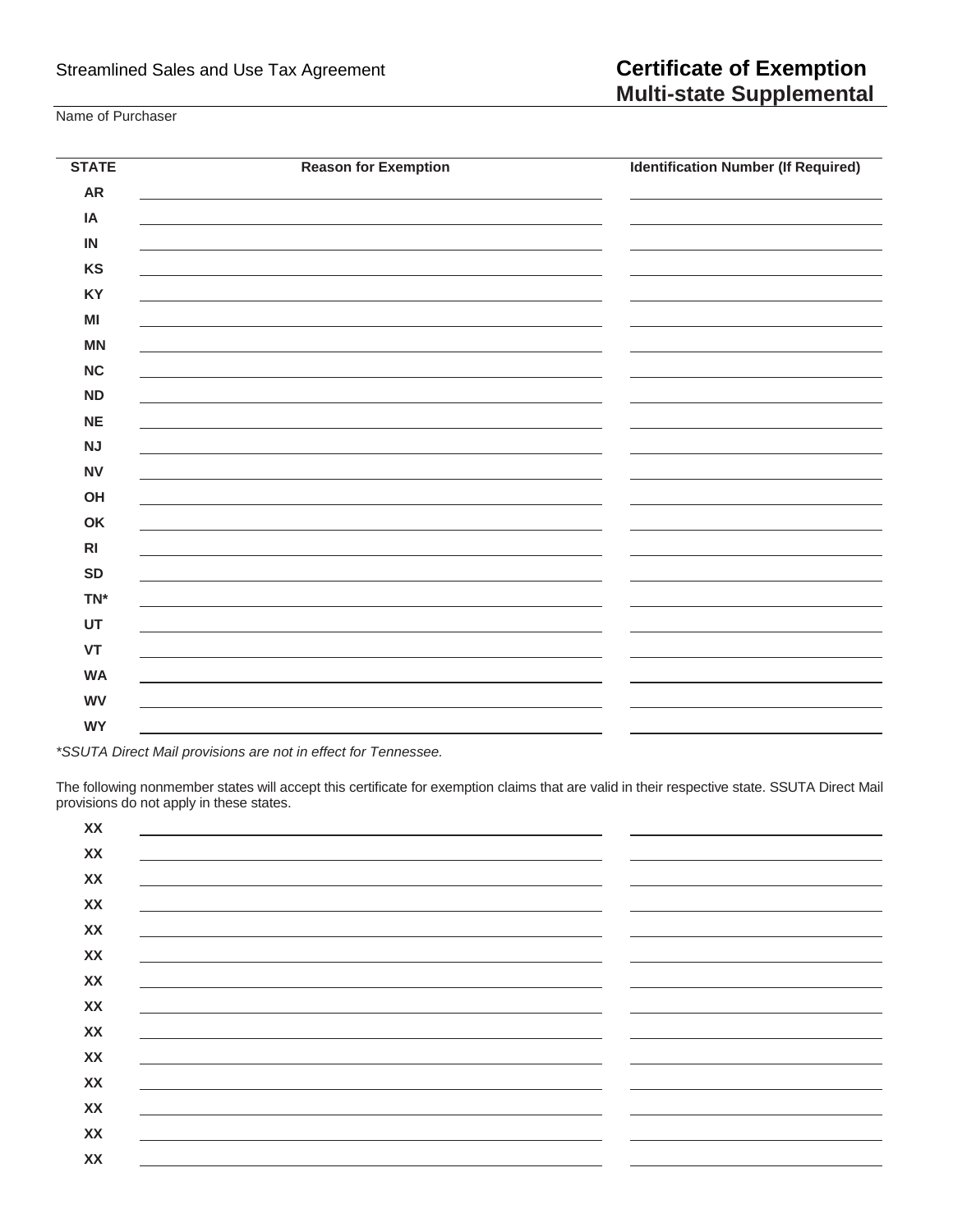Streamlined Sales and Use Tax Agreement

# Certificate of Exemption
## Multi-state Supplemental

Name of Purchaser

| STATE | Reason for Exemption | Identification Number (If Required) |
|---|---|---|
| AR | | |
| IA | | |
| IN | | |
| KS | | |
| KY | | |
| MI | | |
| MN | | |
| NC | | |
| ND | | |
| NE | | |
| NJ | | |
| NV | | |
| OH | | |
| OK | | |
| RI | | |
| SD | | |
| TN* | | |
| UT | | |
| VT | | |
| WA | | |
| WV | | |
| WY | | |

*\*SSUTA Direct Mail provisions are not in effect for Tennessee.*

The following nonmember states will accept this certificate for exemption claims that are valid in their respective state. SSUTA Direct Mail provisions do not apply in these states.

| | | |
|---|---|---|
| XX | | |
| XX | | |
| XX | | |
| XX | | |
| XX | | |
| XX | | |
| XX | | |
| XX | | |
| XX | | |
| XX | | |
| XX | | |
| XX | | |
| XX | | |
| XX | | |